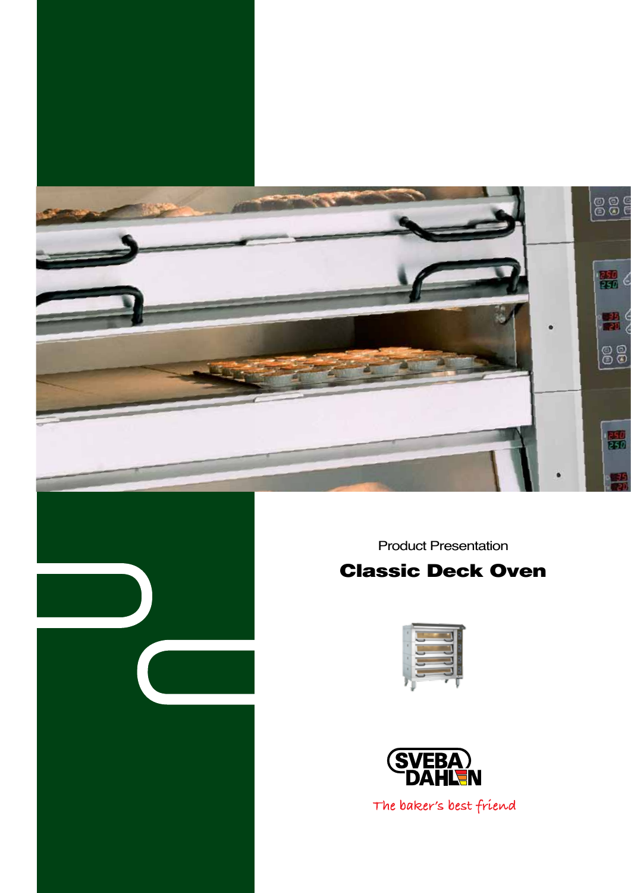Product Presentation

# Classic Deck Oven

SVEBA DAHLEN

The baker's best friend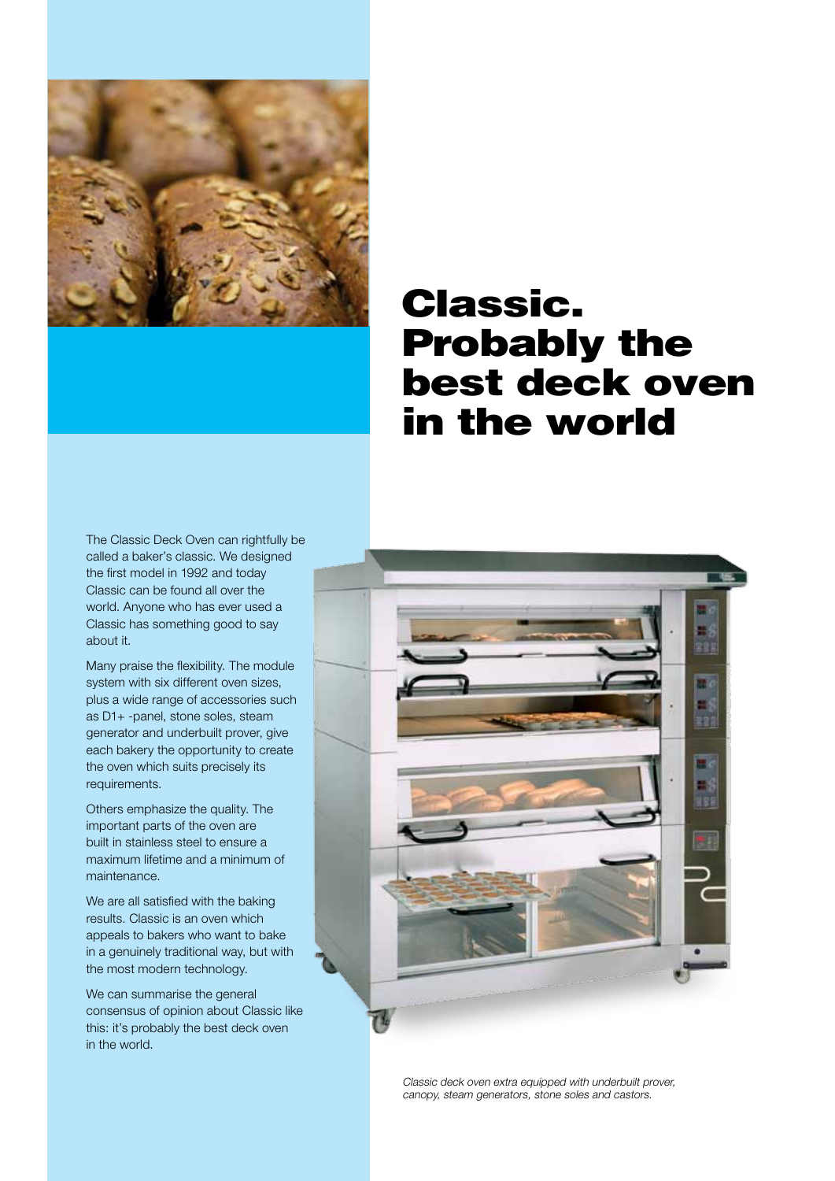# Classic. Probably the best deck oven in the world

The Classic Deck Oven can rightfully be called a baker's classic. We designed the first model in 1992 and today Classic can be found all over the world. Anyone who has ever used a Classic has something good to say about it.

Many praise the flexibility. The module system with six different oven sizes, plus a wide range of accessories such as D1+ -panel, stone soles, steam generator and underbuilt prover, give each bakery the opportunity to create the oven which suits precisely its requirements.

Others emphasize the quality. The important parts of the oven are built in stainless steel to ensure a maximum lifetime and a minimum of maintenance.

We are all satisfied with the baking results. Classic is an oven which appeals to bakers who want to bake in a genuinely traditional way, but with the most modern technology.

We can summarise the general consensus of opinion about Classic like this: it's probably the best deck oven in the world.

*Classic deck oven extra equipped with underbuilt prover, canopy, steam generators, stone soles and castors.*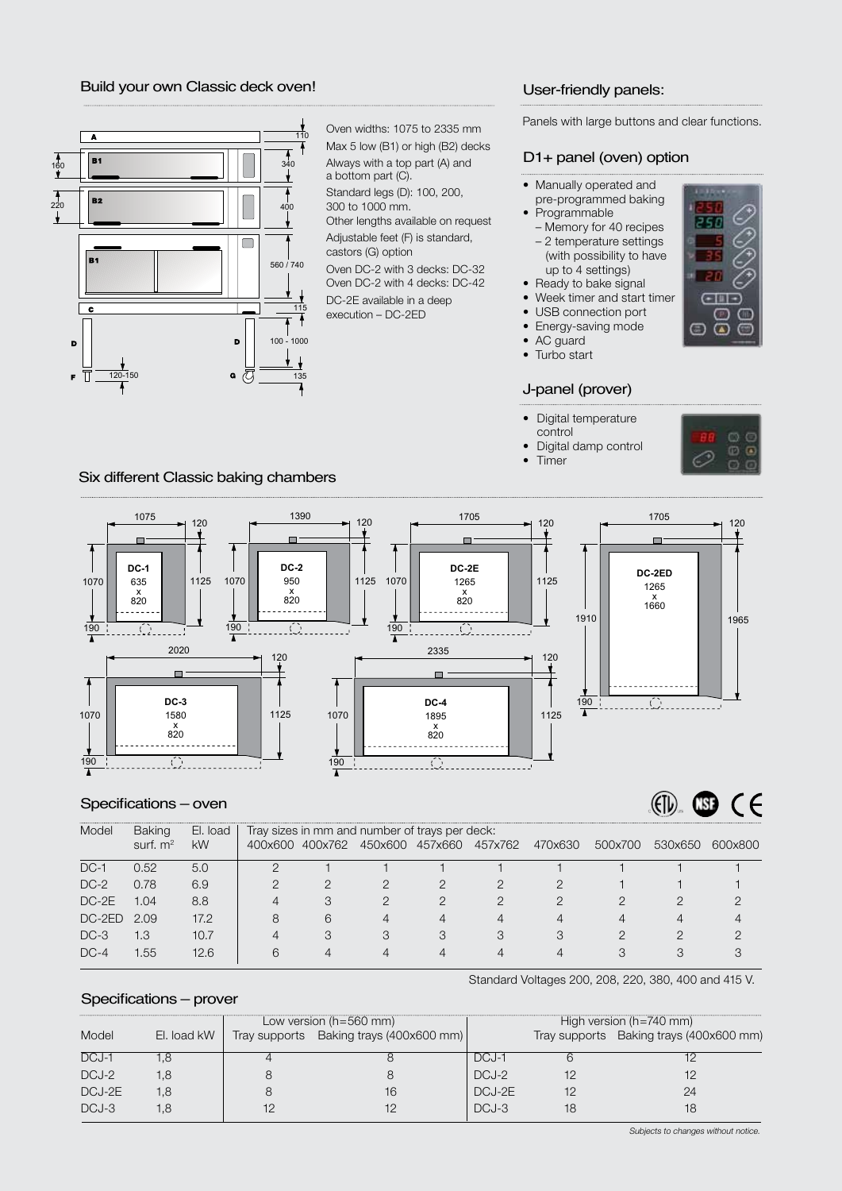## Build your own Classic deck oven!

Oven widths: 1075 to 2335 mm

Max 5 low (B1) or high (B2) decks

Always with a top part (A) and a bottom part (C).

Standard legs (D): 100, 200, 300 to 1000 mm.

Other lengths available on request

Adjustable feet (F) is standard, castors (G) option

Oven DC-2 with 3 decks: DC-32

Oven DC-2 with 4 decks: DC-42

DC-2E available in a deep execution – DC-2ED

## User-friendly panels:

Panels with large buttons and clear functions.

### D1+ panel (oven) option

- Manually operated and pre-programmed baking
- Programmable
  - Memory for 40 recipes
  - 2 temperature settings (with possibility to have up to 4 settings)
- Ready to bake signal
- Week timer and start timer
- USB connection port
- Energy-saving mode
- AC guard
- Turbo start

### J-panel (prover)

- Digital temperature control
- Digital damp control
- Timer

## Six different Classic baking chambers

| Model | Chamber (mm) | Width | Depth |
|---|---|---|---|
| DC-1 | 635 x 820 | 1075 | 1125 |
| DC-2 | 950 x 820 | 1390 | 1125 |
| DC-2E | 1265 x 820 | 1705 | 1125 |
| DC-2ED | 1265 x 1660 | 1705 | 1965 |
| DC-3 | 1580 x 820 | 2020 | 1125 |
| DC-4 | 1895 x 820 | 2335 | 1125 |

## Specifications – oven

| Model | Baking surf. m² | El. load kW | Tray sizes in mm and number of trays per deck: 400x600 | 400x762 | 450x600 | 457x660 | 457x762 | 470x630 | 500x700 | 530x650 | 600x800 |
|---|---|---|---|---|---|---|---|---|---|---|---|
| DC-1 | 0.52 | 5.0 | 2 | 1 | 1 | 1 | 1 | 1 | 1 | 1 | 1 |
| DC-2 | 0.78 | 6.9 | 2 | 2 | 2 | 2 | 2 | 2 | 1 | 1 | 1 |
| DC-2E | 1.04 | 8.8 | 4 | 3 | 2 | 2 | 2 | 2 | 2 | 2 | 2 |
| DC-2ED | 2.09 | 17.2 | 8 | 6 | 4 | 4 | 4 | 4 | 4 | 4 | 4 |
| DC-3 | 1.3 | 10.7 | 4 | 3 | 3 | 3 | 3 | 3 | 2 | 2 | 2 |
| DC-4 | 1.55 | 12.6 | 6 | 4 | 4 | 4 | 4 | 4 | 3 | 3 | 3 |

Standard Voltages 200, 208, 220, 380, 400 and 415 V.

## Specifications – prover

| Model | El. load kW | Low version (h=560 mm) Tray supports | Low version (h=560 mm) Baking trays (400x600 mm) | Model | High version (h=740 mm) Tray supports | High version (h=740 mm) Baking trays (400x600 mm) |
|---|---|---|---|---|---|---|
| DCJ-1 | 1,8 | 4 | 8 | DCJ-1 | 6 | 12 |
| DCJ-2 | 1,8 | 8 | 8 | DCJ-2 | 12 | 12 |
| DCJ-2E | 1,8 | 8 | 16 | DCJ-2E | 12 | 24 |
| DCJ-3 | 1,8 | 12 | 12 | DCJ-3 | 18 | 18 |

*Subjects to changes without notice.*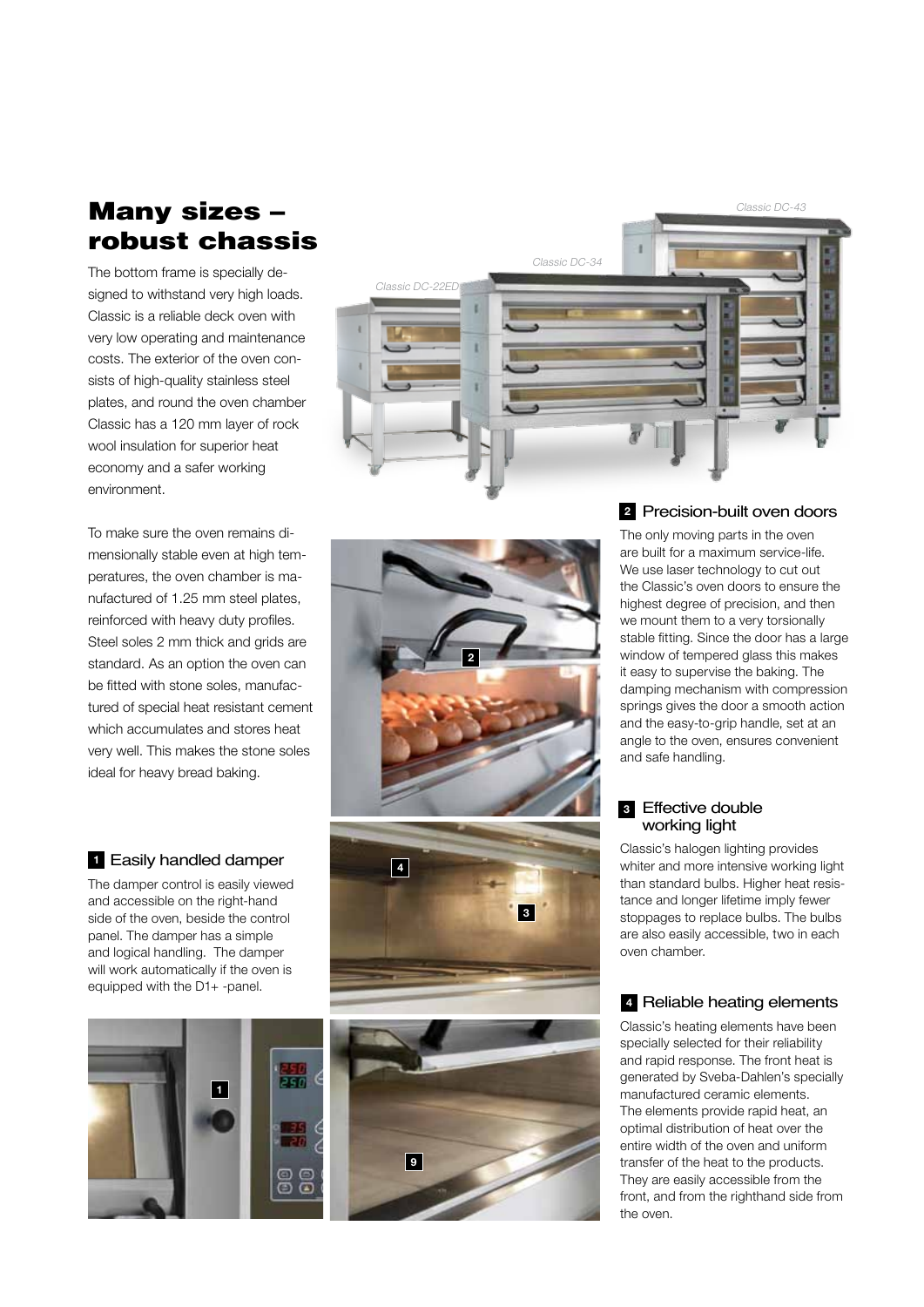# Many sizes – robust chassis

The bottom frame is specially designed to withstand very high loads. Classic is a reliable deck oven with very low operating and maintenance costs. The exterior of the oven consists of high-quality stainless steel plates, and round the oven chamber Classic has a 120 mm layer of rock wool insulation for superior heat economy and a safer working environment.

To make sure the oven remains dimensionally stable even at high temperatures, the oven chamber is manufactured of 1.25 mm steel plates, reinforced with heavy duty profiles. Steel soles 2 mm thick and grids are standard. As an option the oven can be fitted with stone soles, manufactured of special heat resistant cement which accumulates and stores heat very well. This makes the stone soles ideal for heavy bread baking.

Classic DC-22ED

Classic DC-34

Classic DC-43

### 1 Easily handled damper

The damper control is easily viewed and accessible on the right-hand side of the oven, beside the control panel. The damper has a simple and logical handling. The damper will work automatically if the oven is equipped with the D1+ -panel.

### 2 Precision-built oven doors

The only moving parts in the oven are built for a maximum service-life. We use laser technology to cut out the Classic's oven doors to ensure the highest degree of precision, and then we mount them to a very torsionally stable fitting. Since the door has a large window of tempered glass this makes it easy to supervise the baking. The damping mechanism with compression springs gives the door a smooth action and the easy-to-grip handle, set at an angle to the oven, ensures convenient and safe handling.

### 3 Effective double working light

Classic's halogen lighting provides whiter and more intensive working light than standard bulbs. Higher heat resistance and longer lifetime imply fewer stoppages to replace bulbs. The bulbs are also easily accessible, two in each oven chamber.

### 4 Reliable heating elements

Classic's heating elements have been specially selected for their reliability and rapid response. The front heat is generated by Sveba-Dahlen's specially manufactured ceramic elements. The elements provide rapid heat, an optimal distribution of heat over the entire width of the oven and uniform transfer of the heat to the products. They are easily accessible from the front, and from the righthand side from the oven.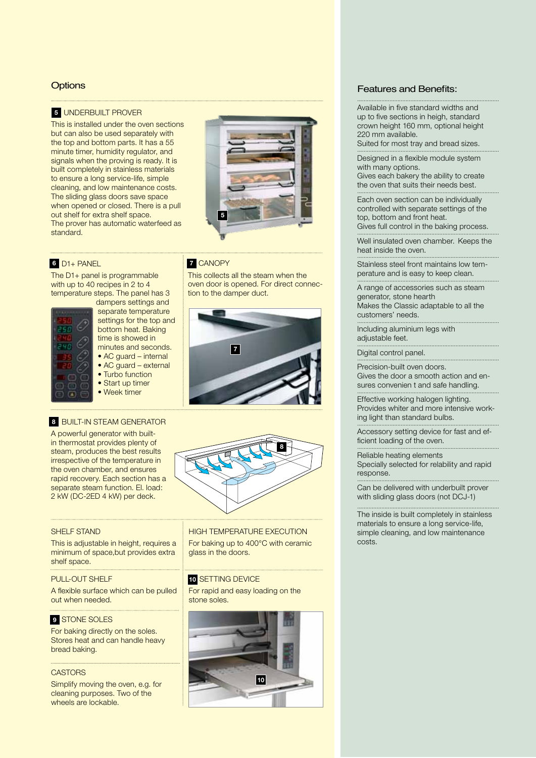## Options

### 5 UNDERBUILT PROVER

This is installed under the oven sections but can also be used separately with the top and bottom parts. It has a 55 minute timer, humidity regulator, and signals when the proving is ready. It is built completely in stainless materials to ensure a long service-life, simple cleaning, and low maintenance costs. The sliding glass doors save space when opened or closed. There is a pull out shelf for extra shelf space.
The prover has automatic waterfeed as standard.

### 6 D1+ PANEL

The D1+ panel is programmable with up to 40 recipes in 2 to 4 temperature steps. The panel has 3 dampers settings and separate temperature settings for the top and bottom heat. Baking time is showed in minutes and seconds.

- AC guard – internal
- AC guard – external
- Turbo function
- Start up timer
- Week timer

### 7 CANOPY

This collects all the steam when the oven door is opened. For direct connection to the damper duct.

### 8 BUILT-IN STEAM GENERATOR

A powerful generator with built-in thermostat provides plenty of steam, produces the best results irrespective of the temperature in the oven chamber, and ensures rapid recovery. Each section has a separate steam function. El. load: 2 kW (DC-2ED 4 kW) per deck.

### SHELF STAND

This is adjustable in height, requires a minimum of space,but provides extra shelf space.

### PULL-OUT SHELF

A flexible surface which can be pulled out when needed.

### 9 STONE SOLES

For baking directly on the soles. Stores heat and can handle heavy bread baking.

### CASTORS

Simplify moving the oven, e.g. for cleaning purposes. Two of the wheels are lockable.

### HIGH TEMPERATURE EXECUTION

For baking up to 400°C with ceramic glass in the doors.

### 10 SETTING DEVICE

For rapid and easy loading on the stone soles.

## Features and Benefits:

Available in five standard widths and up to five sections in heigh, standard crown height 160 mm, optional height 220 mm available.
Suited for most tray and bread sizes.

Designed in a flexible module system with many options.
Gives each bakery the ability to create the oven that suits their needs best.

Each oven section can be individually controlled with separate settings of the top, bottom and front heat.
Gives full control in the baking process.

Well insulated oven chamber. Keeps the heat inside the oven.

Stainless steel front maintains low temperature and is easy to keep clean.

A range of accessories such as steam generator, stone hearth
Makes the Classic adaptable to all the customers' needs.

Including aluminium legs with adjustable feet.

Digital control panel.

Precision-built oven doors.
Gives the door a smooth action and ensures convenien t and safe handling.

Effective working halogen lighting.
Provides whiter and more intensive working light than standard bulbs.

Accessory setting device for fast and efficient loading of the oven.

Reliable heating elements
Specially selected for relability and rapid response.

Can be delivered with underbuilt prover with sliding glass doors (not DCJ-1)

The inside is built completely in stainless materials to ensure a long service-life, simple cleaning, and low maintenance costs.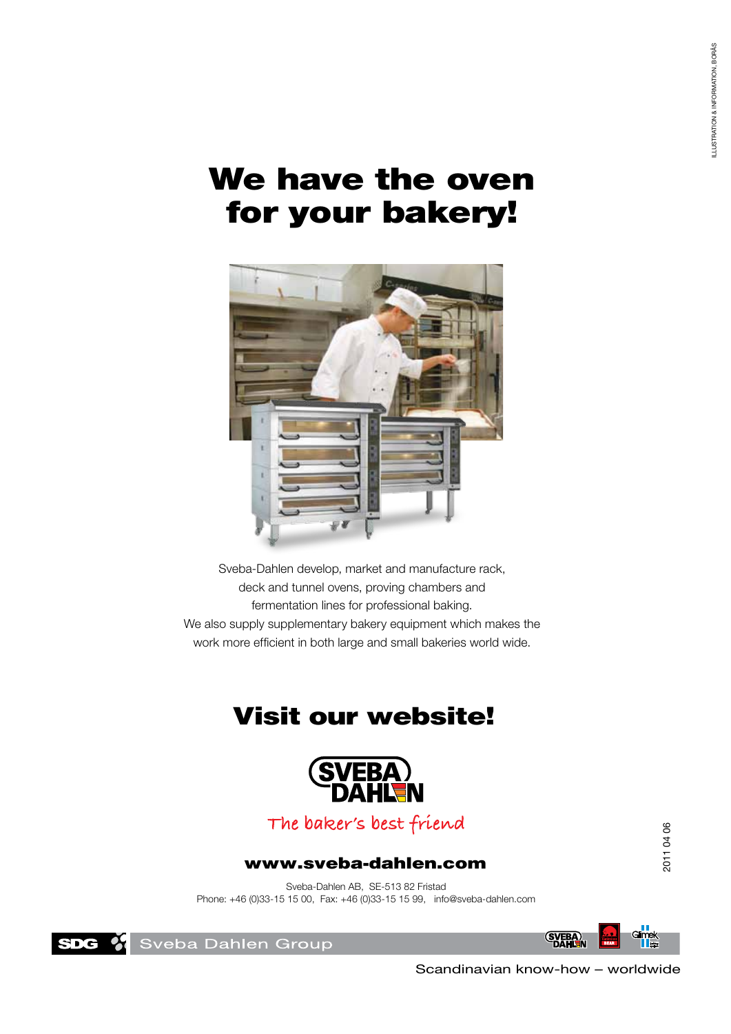# We have the oven for your bakery!

Sveba-Dahlen develop, market and manufacture rack, deck and tunnel ovens, proving chambers and fermentation lines for professional baking.
We also supply supplementary bakery equipment which makes the work more efficient in both large and small bakeries world wide.

## Visit our website!

SVEBA DAHLEN

The baker's best friend

**www.sveba-dahlen.com**

Sveba-Dahlen AB, SE-513 82 Fristad
Phone: +46 (0)33-15 15 00, Fax: +46 (0)33-15 15 99, info@sveba-dahlen.com

2011 04 06

SDG Sveba Dahlen Group

Scandinavian know-how – worldwide